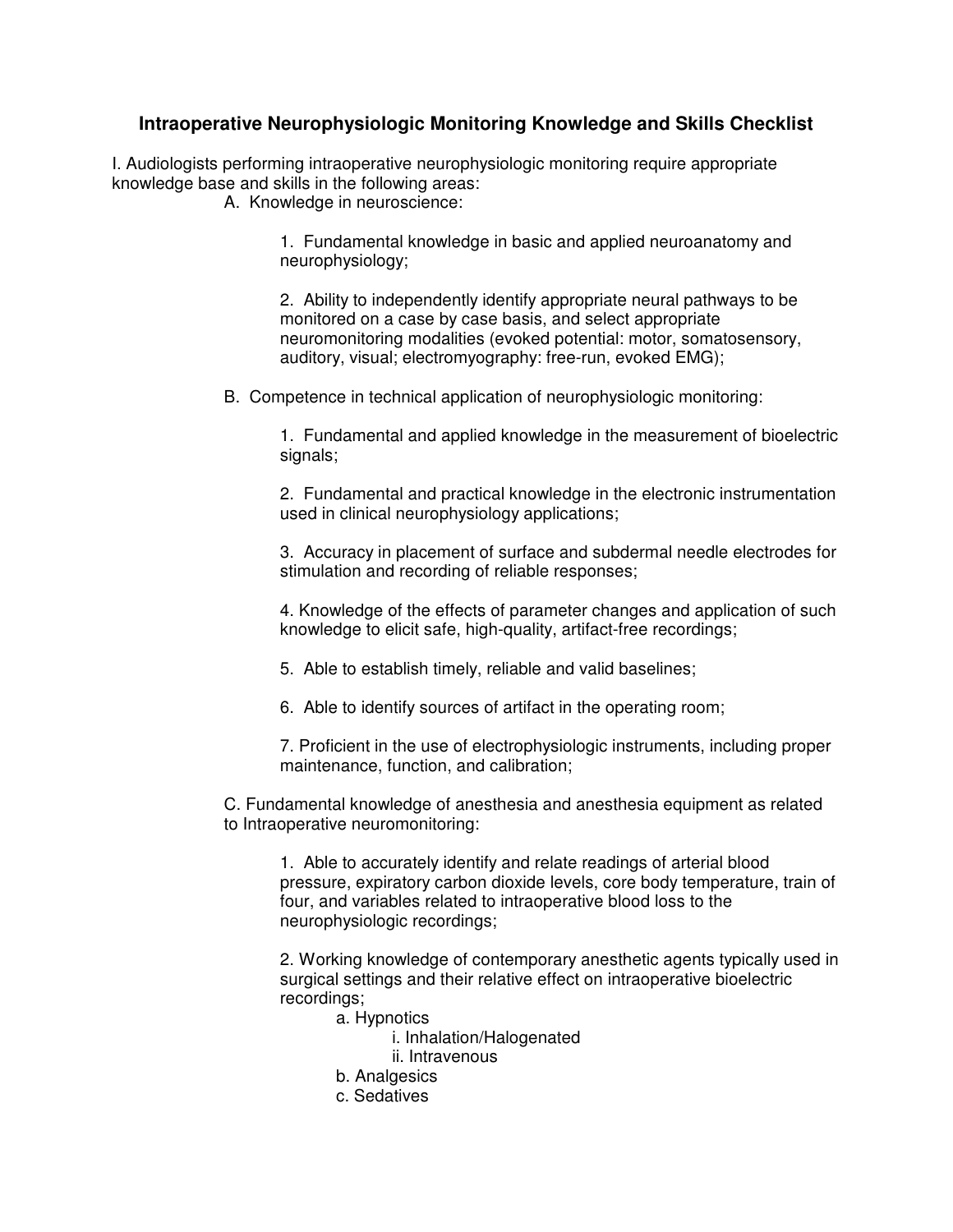# Intraoperative Neurophysiologic Monitoring Knowledge and Skills Checklist

I. Audiologists performing intraoperative neurophysiologic monitoring require appropriate knowledge base and skills in the following areas:

A. Knowledge in neuroscience:

1. Fundamental knowledge in basic and applied neuroanatomy and neurophysiology;

2. Ability to independently identify appropriate neural pathways to be monitored on a case by case basis, and select appropriate neuromonitoring modalities (evoked potential: motor, somatosensory, auditory, visual; electromyography: free-run, evoked EMG);

B. Competence in technical application of neurophysiologic monitoring:

1. Fundamental and applied knowledge in the measurement of bioelectric signals;

2. Fundamental and practical knowledge in the electronic instrumentation used in clinical neurophysiology applications;

3. Accuracy in placement of surface and subdermal needle electrodes for stimulation and recording of reliable responses;

4. Knowledge of the effects of parameter changes and application of such knowledge to elicit safe, high-quality, artifact-free recordings;

5. Able to establish timely, reliable and valid baselines;

6. Able to identify sources of artifact in the operating room;

7. Proficient in the use of electrophysiologic instruments, including proper maintenance, function, and calibration;

C. Fundamental knowledge of anesthesia and anesthesia equipment as related to Intraoperative neuromonitoring:

1. Able to accurately identify and relate readings of arterial blood pressure, expiratory carbon dioxide levels, core body temperature, train of four, and variables related to intraoperative blood loss to the neurophysiologic recordings;

2. Working knowledge of contemporary anesthetic agents typically used in surgical settings and their relative effect on intraoperative bioelectric recordings;

   a. Hypnotics
      i. Inhalation/Halogenated
      ii. Intravenous
   b. Analgesics
   c. Sedatives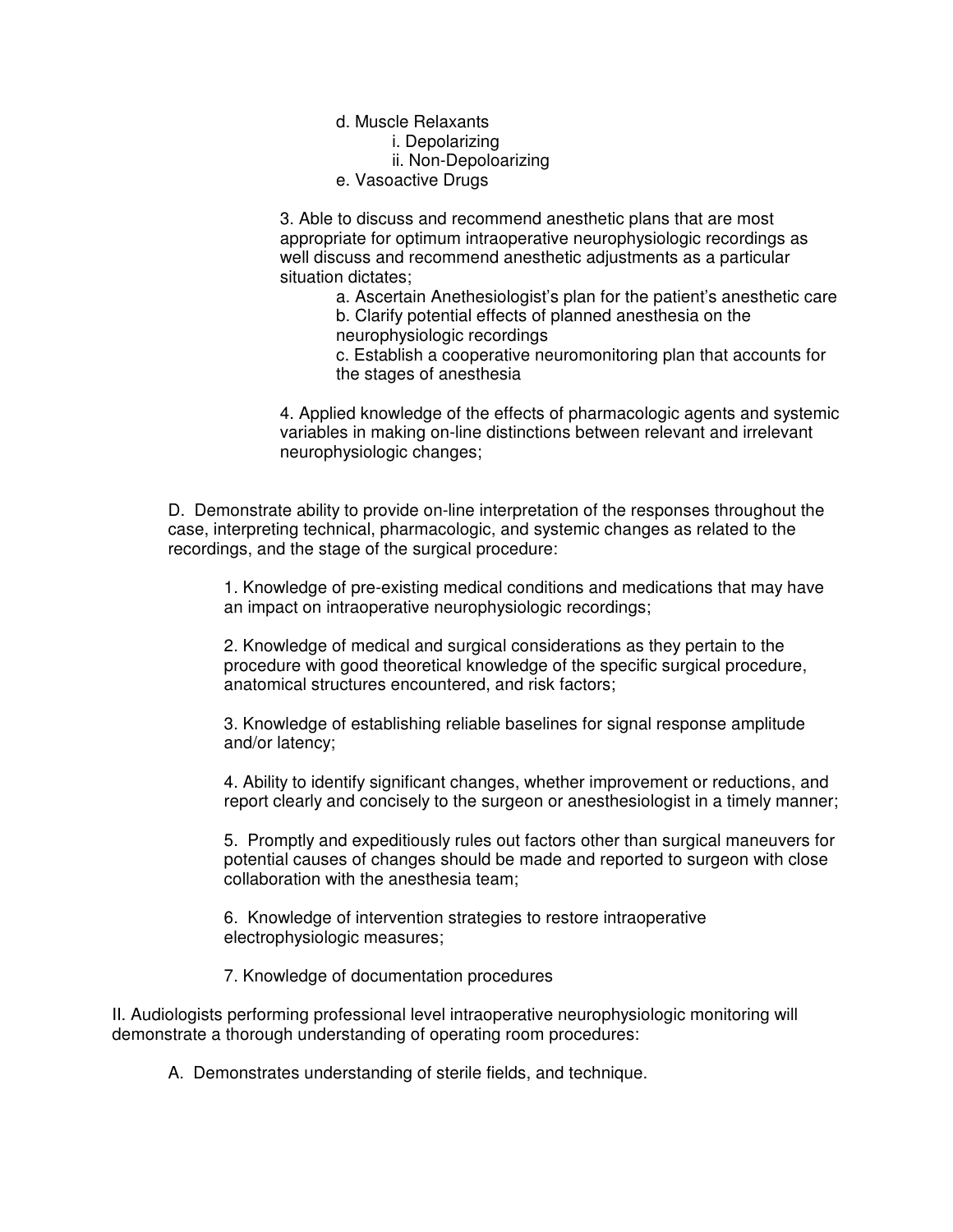d. Muscle Relaxants
   i. Depolarizing
   ii. Non-Depoloarizing

e. Vasoactive Drugs

3. Able to discuss and recommend anesthetic plans that are most appropriate for optimum intraoperative neurophysiologic recordings as well discuss and recommend anesthetic adjustments as a particular situation dictates;

   a. Ascertain Anethesiologist's plan for the patient's anesthetic care
   b. Clarify potential effects of planned anesthesia on the neurophysiologic recordings
   c. Establish a cooperative neuromonitoring plan that accounts for the stages of anesthesia

4. Applied knowledge of the effects of pharmacologic agents and systemic variables in making on-line distinctions between relevant and irrelevant neurophysiologic changes;

D. Demonstrate ability to provide on-line interpretation of the responses throughout the case, interpreting technical, pharmacologic, and systemic changes as related to the recordings, and the stage of the surgical procedure:

1. Knowledge of pre-existing medical conditions and medications that may have an impact on intraoperative neurophysiologic recordings;

2. Knowledge of medical and surgical considerations as they pertain to the procedure with good theoretical knowledge of the specific surgical procedure, anatomical structures encountered, and risk factors;

3. Knowledge of establishing reliable baselines for signal response amplitude and/or latency;

4. Ability to identify significant changes, whether improvement or reductions, and report clearly and concisely to the surgeon or anesthesiologist in a timely manner;

5. Promptly and expeditiously rules out factors other than surgical maneuvers for potential causes of changes should be made and reported to surgeon with close collaboration with the anesthesia team;

6. Knowledge of intervention strategies to restore intraoperative electrophysiologic measures;

7. Knowledge of documentation procedures

II. Audiologists performing professional level intraoperative neurophysiologic monitoring will demonstrate a thorough understanding of operating room procedures:

A. Demonstrates understanding of sterile fields, and technique.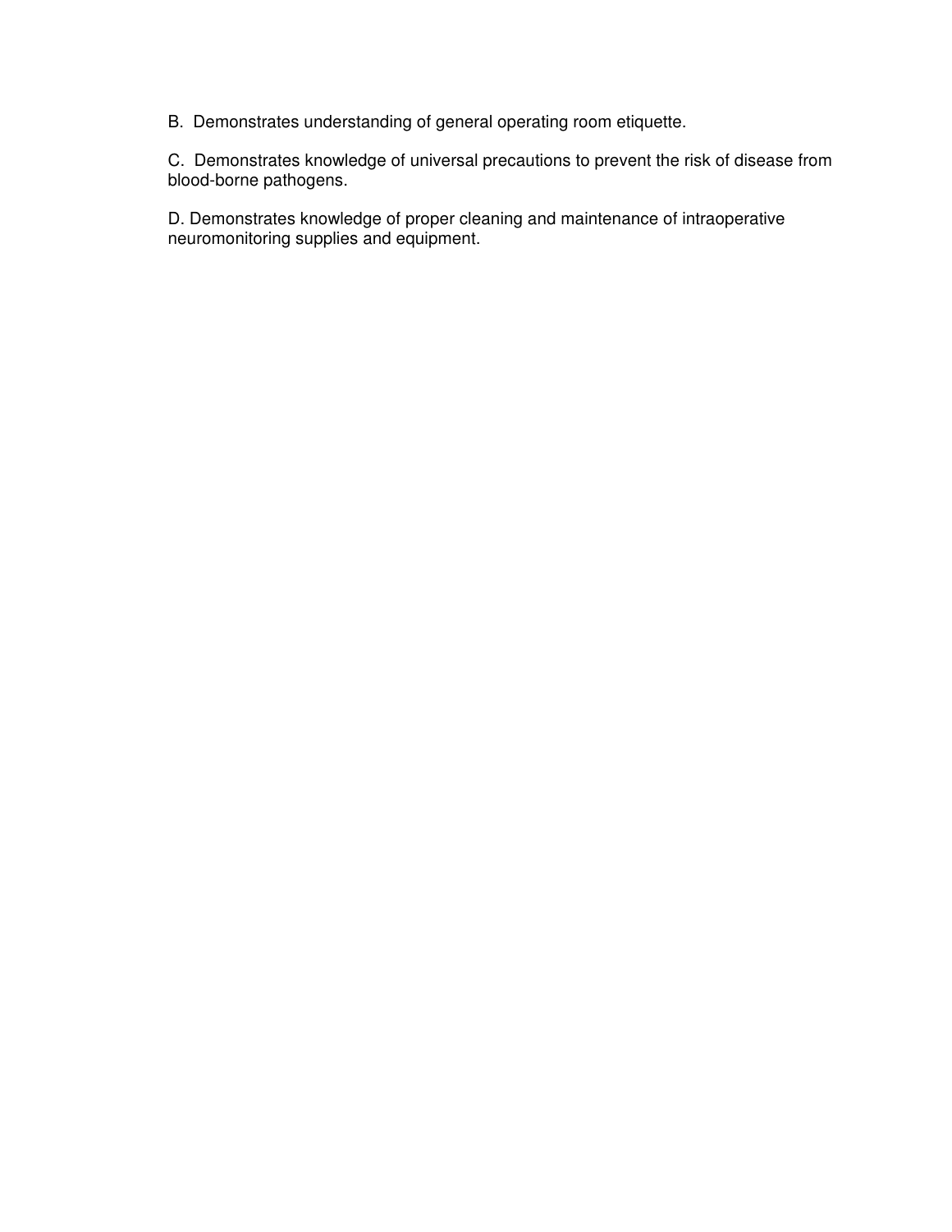B. Demonstrates understanding of general operating room etiquette.

C. Demonstrates knowledge of universal precautions to prevent the risk of disease from blood-borne pathogens.

D. Demonstrates knowledge of proper cleaning and maintenance of intraoperative neuromonitoring supplies and equipment.